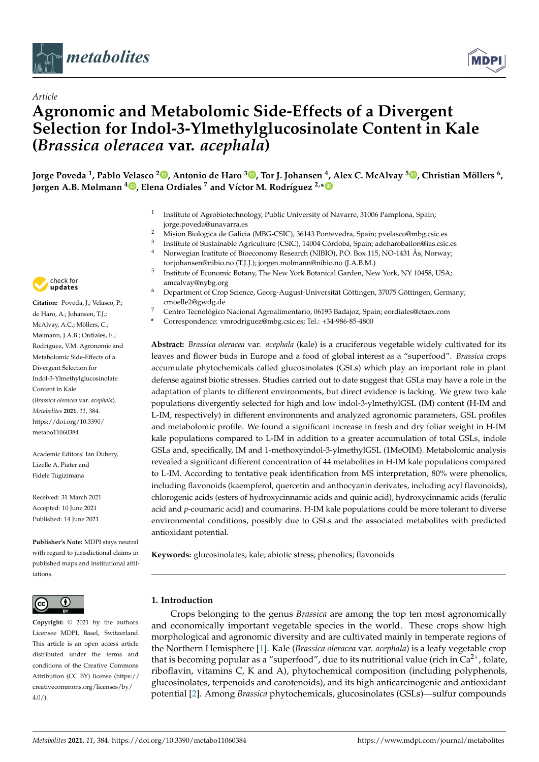*Article*

# Agronomic and Metabolomic Side-Effects of a Divergent Selection for Indol-3-Ylmethylglucosinolate Content in Kale (*Brassica oleracea* var. *acephala*)

**Jorge Poveda [1], Pablo Velasco [2], Antonio de Haro [3], Tor J. Johansen [4], Alex C. McAlvay [5], Christian Möllers [6], Jørgen A.B. Mølmann [4], Elena Ordiales [7] and Víctor M. Rodríguez [2,*]**

[1] Institute of Agrobiotechnology, Public University of Navarre, 31006 Pamplona, Spain; jorge.poveda@unavarra.es
[2] Mision Biologica de Galicia (MBG-CSIC), 36143 Pontevedra, Spain; pvelasco@mbg.csic.es
[3] Institute of Sustainable Agriculture (CSIC), 14004 Córdoba, Spain; adeharobailon@ias.csic.es
[4] Norwegian Institute of Bioeconomy Research (NIBIO), P.O. Box 115, NO-1431 Ås, Norway; tor.johansen@nibio.no (T.J.J.); jorgen.molmann@nibio.no (J.A.B.M.)
[5] Institute of Economic Botany, The New York Botanical Garden, New York, NY 10458, USA; amcalvay@nybg.org
[6] Department of Crop Science, Georg-August-Universität Göttingen, 37075 Göttingen, Germany; cmoelle2@gwdg.de
[7] Centro Tecnológico Nacional Agroalimentario, 06195 Badajoz, Spain; eordiales@ctaex.com
* Correspondence: vmrodriguez@mbg.csic.es; Tel.: +34-986-85-4800

**Citation:** Poveda, J.; Velasco, P.; de Haro, A.; Johansen, T.J.; McAlvay, A.C.; Möllers, C.; Mølmann, J.A.B.; Ordiales, E.; Rodríguez, V.M. Agronomic and Metabolomic Side-Effects of a Divergent Selection for Indol-3-Ylmethylglucosinolate Content in Kale (*Brassica oleracea* var. *acephala*). *Metabolites* **2021**, *11*, 384. https://doi.org/10.3390/metabo11060384

Academic Editors: Ian Dubery, Lizelle A. Piater and Fidele Tugizimana

Received: 31 March 2021
Accepted: 10 June 2021
Published: 14 June 2021

**Publisher's Note:** MDPI stays neutral with regard to jurisdictional claims in published maps and institutional affiliations.

**Copyright:** © 2021 by the authors. Licensee MDPI, Basel, Switzerland. This article is an open access article distributed under the terms and conditions of the Creative Commons Attribution (CC BY) license (https://creativecommons.org/licenses/by/4.0/).

**Abstract:** *Brassica oleracea* var. *acephala* (kale) is a cruciferous vegetable widely cultivated for its leaves and flower buds in Europe and a food of global interest as a "superfood". *Brassica* crops accumulate phytochemicals called glucosinolates (GSLs) which play an important role in plant defense against biotic stresses. Studies carried out to date suggest that GSLs may have a role in the adaptation of plants to different environments, but direct evidence is lacking. We grew two kale populations divergently selected for high and low indol-3-ylmethylGSL (IM) content (H-IM and L-IM, respectively) in different environments and analyzed agronomic parameters, GSL profiles and metabolomic profile. We found a significant increase in fresh and dry foliar weight in H-IM kale populations compared to L-IM in addition to a greater accumulation of total GSLs, indole GSLs and, specifically, IM and 1-methoxyindol-3-ylmethylGSL (1MeOIM). Metabolomic analysis revealed a significant different concentration of 44 metabolites in H-IM kale populations compared to L-IM. According to tentative peak identification from MS interpretation, 80% were phenolics, including flavonoids (kaempferol, quercetin and anthocyanin derivates, including acyl flavonoids), chlorogenic acids (esters of hydroxycinnamic acids and quinic acid), hydroxycinnamic acids (ferulic acid and *p*-coumaric acid) and coumarins. H-IM kale populations could be more tolerant to diverse environmental conditions, possibly due to GSLs and the associated metabolites with predicted antioxidant potential.

**Keywords:** glucosinolates; kale; abiotic stress; phenolics; flavonoids

## 1. Introduction

Crops belonging to the genus *Brassica* are among the top ten most agronomically and economically important vegetable species in the world. These crops show high morphological and agronomic diversity and are cultivated mainly in temperate regions of the Northern Hemisphere [1]. Kale (*Brassica oleracea* var. *acephala*) is a leafy vegetable crop that is becoming popular as a "superfood", due to its nutritional value (rich in $Ca^{2+}$, folate, riboflavin, vitamins C, K and A), phytochemical composition (including polyphenols, glucosinolates, terpenoids and carotenoids), and its high anticarcinogenic and antioxidant potential [2]. Among *Brassica* phytochemicals, glucosinolates (GSLs)—sulfur compounds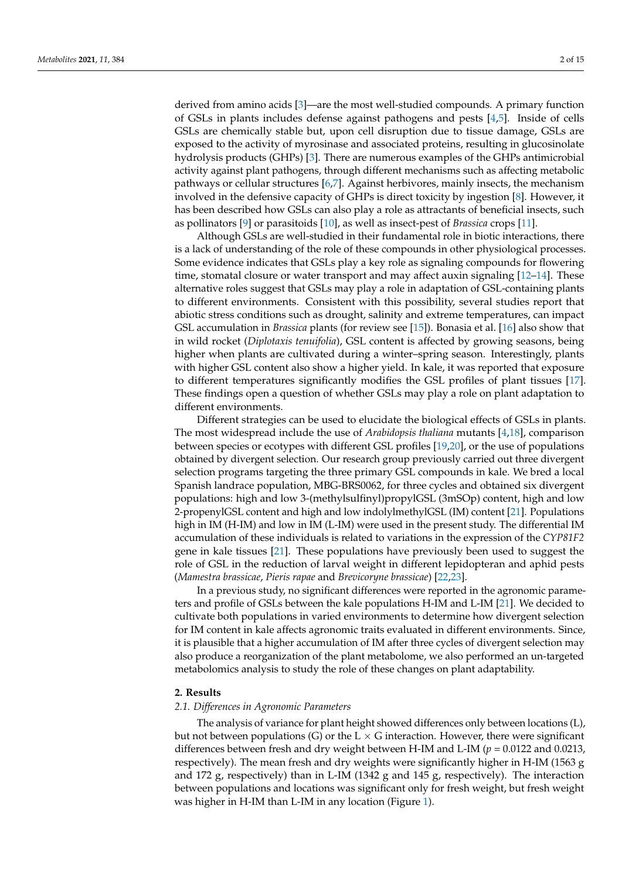derived from amino acids [3]—are the most well-studied compounds. A primary function of GSLs in plants includes defense against pathogens and pests [4,5]. Inside of cells GSLs are chemically stable but, upon cell disruption due to tissue damage, GSLs are exposed to the activity of myrosinase and associated proteins, resulting in glucosinolate hydrolysis products (GHPs) [3]. There are numerous examples of the GHPs antimicrobial activity against plant pathogens, through different mechanisms such as affecting metabolic pathways or cellular structures [6,7]. Against herbivores, mainly insects, the mechanism involved in the defensive capacity of GHPs is direct toxicity by ingestion [8]. However, it has been described how GSLs can also play a role as attractants of beneficial insects, such as pollinators [9] or parasitoids [10], as well as insect-pest of *Brassica* crops [11].

Although GSLs are well-studied in their fundamental role in biotic interactions, there is a lack of understanding of the role of these compounds in other physiological processes. Some evidence indicates that GSLs play a key role as signaling compounds for flowering time, stomatal closure or water transport and may affect auxin signaling [12–14]. These alternative roles suggest that GSLs may play a role in adaptation of GSL-containing plants to different environments. Consistent with this possibility, several studies report that abiotic stress conditions such as drought, salinity and extreme temperatures, can impact GSL accumulation in *Brassica* plants (for review see [15]). Bonasia et al. [16] also show that in wild rocket (*Diplotaxis tenuifolia*), GSL content is affected by growing seasons, being higher when plants are cultivated during a winter–spring season. Interestingly, plants with higher GSL content also show a higher yield. In kale, it was reported that exposure to different temperatures significantly modifies the GSL profiles of plant tissues [17]. These findings open a question of whether GSLs may play a role on plant adaptation to different environments.

Different strategies can be used to elucidate the biological effects of GSLs in plants. The most widespread include the use of *Arabidopsis thaliana* mutants [4,18], comparison between species or ecotypes with different GSL profiles [19,20], or the use of populations obtained by divergent selection. Our research group previously carried out three divergent selection programs targeting the three primary GSL compounds in kale. We bred a local Spanish landrace population, MBG-BRS0062, for three cycles and obtained six divergent populations: high and low 3-(methylsulfinyl)propylGSL (3mSOp) content, high and low 2-propenylGSL content and high and low indolylmethylGSL (IM) content [21]. Populations high in IM (H-IM) and low in IM (L-IM) were used in the present study. The differential IM accumulation of these individuals is related to variations in the expression of the *CYP81F2* gene in kale tissues [21]. These populations have previously been used to suggest the role of GSL in the reduction of larval weight in different lepidopteran and aphid pests (*Mamestra brassicae*, *Pieris rapae* and *Brevicoryne brassicae*) [22,23].

In a previous study, no significant differences were reported in the agronomic parameters and profile of GSLs between the kale populations H-IM and L-IM [21]. We decided to cultivate both populations in varied environments to determine how divergent selection for IM content in kale affects agronomic traits evaluated in different environments. Since, it is plausible that a higher accumulation of IM after three cycles of divergent selection may also produce a reorganization of the plant metabolome, we also performed an un-targeted metabolomics analysis to study the role of these changes on plant adaptability.

## 2. Results

### 2.1. Differences in Agronomic Parameters

The analysis of variance for plant height showed differences only between locations (L), but not between populations (G) or the L × G interaction. However, there were significant differences between fresh and dry weight between H-IM and L-IM ($p = 0.0122$ and $0.0213$, respectively). The mean fresh and dry weights were significantly higher in H-IM (1563 g and 172 g, respectively) than in L-IM (1342 g and 145 g, respectively). The interaction between populations and locations was significant only for fresh weight, but fresh weight was higher in H-IM than L-IM in any location (Figure 1).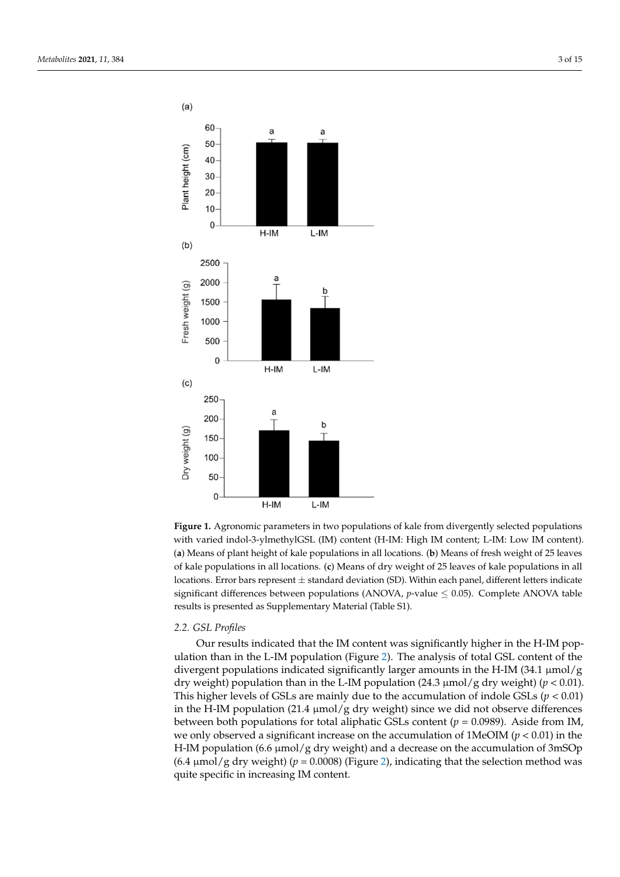**Figure 1.** Agronomic parameters in two populations of kale from divergently selected populations with varied indol-3-ylmethylGSL (IM) content (H-IM: High IM content; L-IM: Low IM content). (**a**) Means of plant height of kale populations in all locations. (**b**) Means of fresh weight of 25 leaves of kale populations in all locations. (**c**) Means of dry weight of 25 leaves of kale populations in all locations. Error bars represent ± standard deviation (SD). Within each panel, different letters indicate significant differences between populations (ANOVA, $p$-value $\leq 0.05$). Complete ANOVA table results is presented as Supplementary Material (Table S1).

### 2.2. GSL Profiles

Our results indicated that the IM content was significantly higher in the H-IM population than in the L-IM population (Figure 2). The analysis of total GSL content of the divergent populations indicated significantly larger amounts in the H-IM (34.1 µmol/g dry weight) population than in the L-IM population (24.3 µmol/g dry weight) ($p < 0.01$). This higher levels of GSLs are mainly due to the accumulation of indole GSLs ($p < 0.01$) in the H-IM population (21.4 µmol/g dry weight) since we did not observe differences between both populations for total aliphatic GSLs content ($p = 0.0989$). Aside from IM, we only observed a significant increase on the accumulation of 1MeOIM ($p < 0.01$) in the H-IM population (6.6 µmol/g dry weight) and a decrease on the accumulation of 3mSOp (6.4 µmol/g dry weight) ($p = 0.0008$) (Figure 2), indicating that the selection method was quite specific in increasing IM content.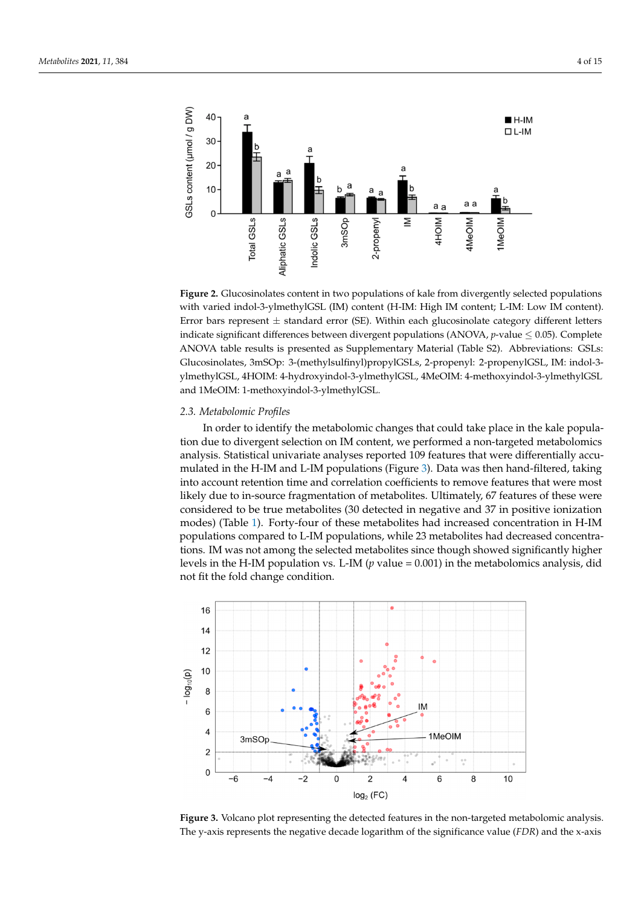**Figure 2.** Glucosinolates content in two populations of kale from divergently selected populations with varied indol-3-ylmethylGSL (IM) content (H-IM: High IM content; L-IM: Low IM content). Error bars represent ± standard error (SE). Within each glucosinolate category different letters indicate significant differences between divergent populations (ANOVA, *p*-value ≤ 0.05). Complete ANOVA table results is presented as Supplementary Material (Table S2). Abbreviations: GSLs: Glucosinolates, 3mSOp: 3-(methylsulfinyl)propylGSLs, 2-propenyl: 2-propenylGSL, IM: indol-3-ylmethylGSL, 4HOIM: 4-hydroxyindol-3-ylmethylGSL, 4MeOIM: 4-methoxyindol-3-ylmethylGSL and 1MeOIM: 1-methoxyindol-3-ylmethylGSL.

### 2.3. Metabolomic Profiles

In order to identify the metabolomic changes that could take place in the kale population due to divergent selection on IM content, we performed a non-targeted metabolomics analysis. Statistical univariate analyses reported 109 features that were differentially accumulated in the H-IM and L-IM populations (Figure 3). Data was then hand-filtered, taking into account retention time and correlation coefficients to remove features that were most likely due to in-source fragmentation of metabolites. Ultimately, 67 features of these were considered to be true metabolites (30 detected in negative and 37 in positive ionization modes) (Table 1). Forty-four of these metabolites had increased concentration in H-IM populations compared to L-IM populations, while 23 metabolites had decreased concentrations. IM was not among the selected metabolites since though showed significantly higher levels in the H-IM population vs. L-IM ($p$ value = 0.001) in the metabolomics analysis, did not fit the fold change condition.

**Figure 3.** Volcano plot representing the detected features in the non-targeted metabolomic analysis. The y-axis represents the negative decade logarithm of the significance value (*FDR*) and the x-axis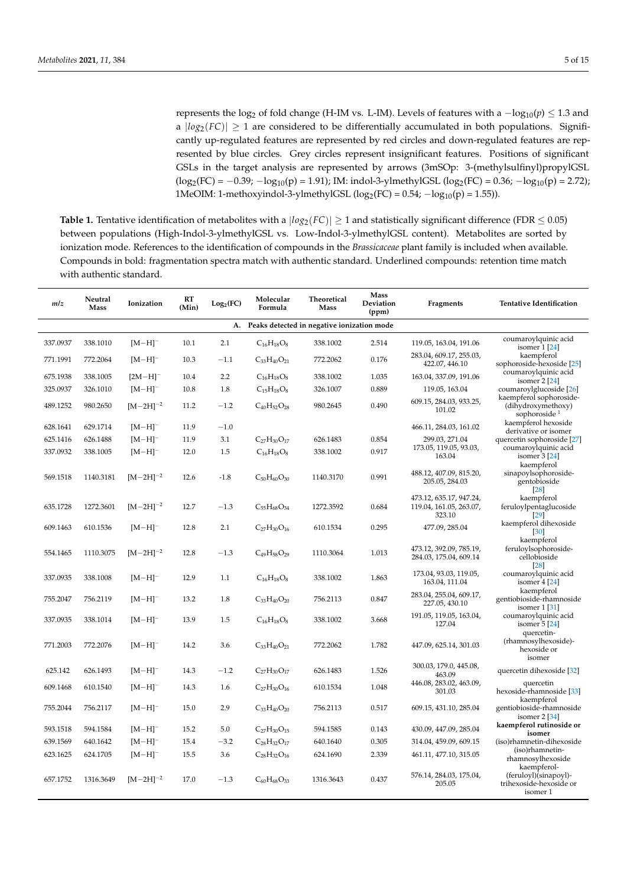represents the $\log_2$ of fold change (H-IM vs. L-IM). Levels of features with a $-\log_{10}(p) \leq 1.3$ and a $|log_2(FC)| \geq 1$ are considered to be differentially accumulated in both populations. Significantly up-regulated features are represented by red circles and down-regulated features are represented by blue circles. Grey circles represent insignificant features. Positions of significant GSLs in the target analysis are represented by arrows (3mSOp: 3-(methylsulfinyl)propylGSL ($\log_2$(FC) = −0.39; $-\log_{10}$(p) = 1.91); IM: indol-3-ylmethylGSL ($\log_2$(FC) = 0.36; $-\log_{10}$(p) = 2.72); 1MeOIM: 1-methoxyindol-3-ylmethylGSL ($\log_2$(FC) = 0.54; $-\log_{10}$(p) = 1.55)).

**Table 1.** Tentative identification of metabolites with a $|log_2(FC)| \geq 1$ and statistically significant difference (FDR ≤ 0.05) between populations (High-Indol-3-ylmethylGSL vs. Low-Indol-3-ylmethylGSL content). Metabolites are sorted by ionization mode. References to the identification of compounds in the *Brassicaceae* plant family is included when available. Compounds in bold: fragmentation spectra match with authentic standard. Underlined compounds: retention time match with authentic standard.

| m/z | Neutral Mass | Ionization | RT (Min) | $\log_2$(FC) | Molecular Formula | Theoretical Mass | Mass Deviation (ppm) | Fragments | Tentative Identification |
|---|---|---|---|---|---|---|---|---|---|
| **A. Peaks detected in negative ionization mode** | | | | | | | | | |
| 337.0937 | 338.1010 | $[M-H]^-$ | 10.1 | 2.1 | $C_{16}H_{18}O_8$ | 338.1002 | 2.514 | 119.05, 163.04, 191.06 | coumaroylquinic acid isomer 1 [24] |
| 771.1991 | 772.2064 | $[M-H]^-$ | 10.3 | −1.1 | $C_{33}H_{40}O_{21}$ | 772.2062 | 0.176 | 283.04, 609.17, 255.03, 422.07, 446.10 | kaempferol sophoroside-hexoside [25] |
| 675.1938 | 338.1005 | $[2M-H]^-$ | 10.4 | 2.2 | $C_{16}H_{18}O_8$ | 338.1002 | 1.035 | 163.04, 337.09, 191.06 | coumaroylquinic acid isomer 2 [24] |
| 325.0937 | 326.1010 | $[M-H]^-$ | 10.8 | 1.8 | $C_{15}H_{18}O_8$ | 326.1007 | 0.889 | 119.05, 163.04 | coumaroylglucoside [26] |
| 489.1252 | 980.2650 | $[M-2H]^{-2}$ | 11.2 | −1.2 | $C_{40}H_{52}O_{28}$ | 980.2645 | 0.490 | 609.15, 284.03, 933.25, 101.02 | kaempferol sophoroside-(dihydroxymethoxy) sophoroside [1] |
| 628.1641 | 629.1714 | $[M-H]^-$ | 11.9 | −1.0 | | | | 466.11, 284.03, 161.02 | kaempferol hexoside derivative or isomer |
| 625.1416 | 626.1488 | $[M-H]^-$ | 11.9 | 3.1 | $C_{27}H_{30}O_{17}$ | 626.1483 | 0.854 | 299.03, 271.04 | quercetin sophoroside [27] |
| 337.0932 | 338.1005 | $[M-H]^-$ | 12.0 | 1.5 | $C_{16}H_{18}O_8$ | 338.1002 | 0.917 | 173.05, 119.05, 93.03, 163.04 | coumaroylquinic acid isomer 3 [24] |
| 569.1518 | 1140.3181 | $[M-2H]^{-2}$ | 12.6 | -1.8 | $C_{50}H_{60}O_{30}$ | 1140.3170 | 0.991 | 488.12, 407.09, 815.20, 205.05, 284.03 | kaempferol sinapoylsophoroside-gentiobioside [28] |
| 635.1728 | 1272.3601 | $[M-2H]^{-2}$ | 12.7 | −1.3 | $C_{55}H_{68}O_{34}$ | 1272.3592 | 0.684 | 473.12, 635.17, 947.24, 119.04, 161.05, 263.07, 323.10 | kaempferol feruloylpentaglucoside [29] |
| 609.1463 | 610.1536 | $[M-H]^-$ | 12.8 | 2.1 | $C_{27}H_{30}O_{16}$ | 610.1534 | 0.295 | 477.09, 285.04 | kaempferol dihexoside [30] |
| 554.1465 | 1110.3075 | $[M-2H]^{-2}$ | 12.8 | −1.3 | $C_{49}H_{58}O_{29}$ | 1110.3064 | 1.013 | 473.12, 392.09, 785.19, 284.03, 175.04, 609.14 | kaempferol feruloylsophoroside-cellobioside [28] |
| 337.0935 | 338.1008 | $[M-H]^-$ | 12.9 | 1.1 | $C_{16}H_{18}O_8$ | 338.1002 | 1.863 | 173.04, 93.03, 119.05, 163.04, 111.04 | coumaroylquinic acid isomer 4 [24] |
| 755.2047 | 756.2119 | $[M-H]^-$ | 13.2 | 1.8 | $C_{33}H_{40}O_{20}$ | 756.2113 | 0.847 | 283.04, 255.04, 609.17, 227.05, 430.10 | kaempferol gentiobioside-rhamnoside isomer 1 [31] |
| 337.0935 | 338.1014 | $[M-H]^-$ | 13.9 | 1.5 | $C_{16}H_{18}O_8$ | 338.1002 | 3.668 | 191.05, 119.05, 163.04, 127.04 | coumaroylquinic acid isomer 5 [24] |
| 771.2003 | 772.2076 | $[M-H]^-$ | 14.2 | 3.6 | $C_{33}H_{40}O_{21}$ | 772.2062 | 1.782 | 447.09, 625.14, 301.03 | quercetin-(rhamnosylhexoside)-hexoside or isomer |
| 625.142 | 626.1493 | $[M-H]^-$ | 14.3 | −1.2 | $C_{27}H_{30}O_{17}$ | 626.1483 | 1.526 | 300.03, 179.0, 445.08, 463.09 | quercetin dihexoside [32] |
| 609.1468 | 610.1540 | $[M-H]^-$ | 14.3 | 1.6 | $C_{27}H_{30}O_{16}$ | 610.1534 | 1.048 | 446.08, 283.02, 463.09, 301.03 | quercetin hexoside-rhamnoside [33] |
| 755.2044 | 756.2117 | $[M-H]^-$ | 15.0 | 2.9 | $C_{33}H_{40}O_{20}$ | 756.2113 | 0.517 | 609.15, 431.10, 285.04 | kaempferol gentiobioside-rhamnoside isomer 2 [34] |
| 593.1518 | 594.1584 | $[M-H]^-$ | 15.2 | 5.0 | $C_{27}H_{30}O_{15}$ | 594.1585 | 0.143 | 430.09, 447.09, 285.04 | **kaempferol rutinoside or isomer** |
| 639.1569 | 640.1642 | $[M-H]^-$ | 15.4 | −3.2 | $C_{28}H_{32}O_{17}$ | 640.1640 | 0.305 | 314.04, 459.09, 609.15 | (iso)rhamnetin-dihexoside |
| 623.1625 | 624.1705 | $[M-H]^-$ | 15.5 | 3.6 | $C_{28}H_{32}O_{16}$ | 624.1690 | 2.339 | 461.11, 477.10, 315.05 | (iso)rhamnetin-rhamnosylhexoside |
| 657.1752 | 1316.3649 | $[M-2H]^{-2}$ | 17.0 | −1.3 | $C_{60}H_{68}O_{33}$ | 1316.3643 | 0.437 | 576.14, 284.03, 175.04, 205.05 | kaempferol-(feruloyl)(sinapoyl)-trihexoside-hexoside or isomer 1 |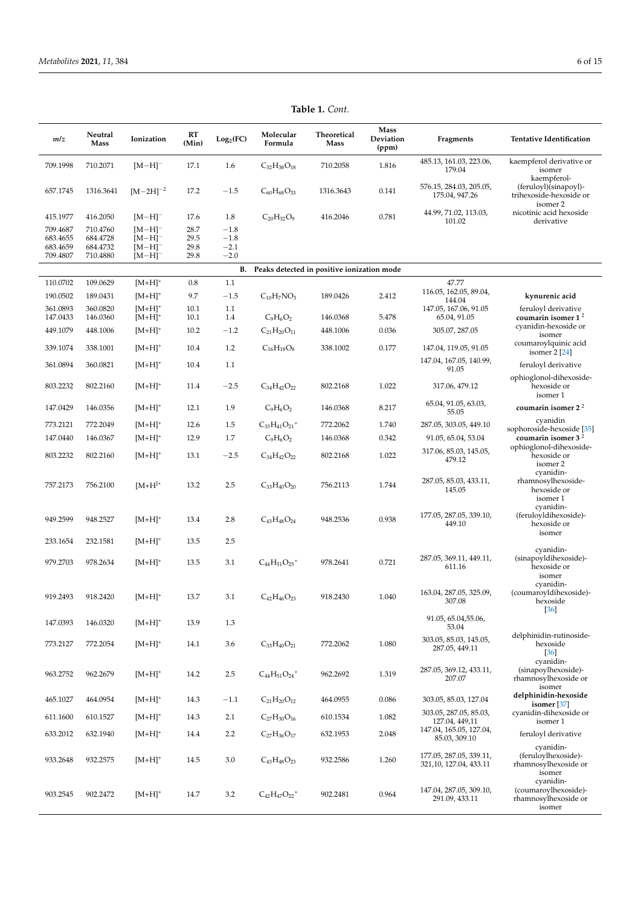**Table 1.** *Cont.*

| *m/z* | Neutral Mass | Ionization | RT (Min) | $Log_2(FC)$ | Molecular Formula | Theoretical Mass | Mass Deviation (ppm) | Fragments | Tentative Identification |
|---|---|---|---|---|---|---|---|---|---|
| 709.1998 | 710.2071 | $[M-H]^-$ | 17.1 | 1.6 | $C_{32}H_{38}O_{18}$ | 710.2058 | 1.816 | 485.13, 161.03, 223.06, 179.04 | kaempferol derivative or isomer |
| 657.1745 | 1316.3641 | $[M-2H]^{-2}$ | 17.2 | −1.5 | $C_{60}H_{68}O_{33}$ | 1316.3643 | 0.141 | 576.15, 284.03, 205.05, 175.04, 947.26 | kaempferol-(feruloyl)(sinapoyl)-trihexoside-hexoside or isomer 2 |
| 415.1977 | 416.2050 | $[M-H]^-$ | 17.6 | 1.8 | $C_{20}H_{32}O_9$ | 416.2046 | 0.781 | 44.99, 71.02, 113.03, 101.02 | nicotinic acid hexoside derivative |
| 709.4687 | 710.4760 | $[M-H]^-$ | 28.7 | −1.8 | | | | | |
| 683.4655 | 684.4728 | $[M-H]^-$ | 29.5 | −1.8 | | | | | |
| 683.4659 | 684.4732 | $[M-H]^-$ | 29.8 | −2.1 | | | | | |
| 709.4807 | 710.4880 | $[M-H]^-$ | 29.8 | −2.0 | | | | | |
| **B. Peaks detected in positive ionization mode** | | | | | | | | | |
| 110.0702 | 109.0629 | $[M+H]^+$ | 0.8 | 1.1 | | | | 47.77 | |
| 190.0502 | 189.0431 | $[M+H]^+$ | 9.7 | −1.5 | $C_{10}H_7NO_3$ | 189.0426 | 2.412 | 116.05, 162.05, 89.04, 144.04 | **kynurenic acid** |
| 361.0893 | 360.0820 | $[M+H]^+$ | 10.1 | 1.1 | | | | 147.05, 167.06, 91.05 | feruloyl derivative |
| 147.0433 | 146.0360 | $[M+H]^+$ | 10.1 | 1.4 | $C_9H_6O_2$ | 146.0368 | 5.478 | 65.04, 91.05 | **coumarin isomer 1** [2] |
| 449.1079 | 448.1006 | $[M+H]^+$ | 10.2 | −1.2 | $C_{21}H_{20}O_{11}$ | 448.1006 | 0.036 | 305.07, 287.05 | cyanidin-hexoside or isomer |
| 339.1074 | 338.1001 | $[M+H]^+$ | 10.4 | 1.2 | $C_{16}H_{18}O_8$ | 338.1002 | 0.177 | 147.04, 119.05, 91.05 | coumaroylquinic acid isomer 2 [24] |
| 361.0894 | 360.0821 | $[M+H]^+$ | 10.4 | 1.1 | | | | 147.04, 167.05, 140.99, 91.05 | feruloyl derivative |
| 803.2232 | 802.2160 | $[M+H]^+$ | 11.4 | −2.5 | $C_{34}H_{42}O_{22}$ | 802.2168 | 1.022 | 317.06, 479.12 | ophioglonol-dihexoside-hexoside or isomer 1 |
| 147.0429 | 146.0356 | $[M+H]^+$ | 12.1 | 1.9 | $C_9H_6O_2$ | 146.0368 | 8.217 | 65.04, 91.05, 63.03, 55.05 | **coumarin isomer 2** [2] |
| 773.2121 | 772.2049 | $[M+H]^+$ | 12.6 | 1.5 | $C_{33}H_{41}O_{21}{}^+$ | 772.2062 | 1.740 | 287.05, 303.05, 449.10 | cyanidin sophoroside-hexoside [35] |
| 147.0440 | 146.0367 | $[M+H]^+$ | 12.9 | 1.7 | $C_9H_6O_2$ | 146.0368 | 0.342 | 91.05, 65.04, 53.04 | **coumarin isomer 3** [2] |
| 803.2232 | 802.2160 | $[M+H]^+$ | 13.1 | −2.5 | $C_{34}H_{42}O_{22}$ | 802.2168 | 1.022 | 317.06, 85.03, 145.05, 479.12 | ophioglonol-dihexoside-hexoside or isomer 2 |
| 757.2173 | 756.2100 | $[M+H]^+$ | 13.2 | 2.5 | $C_{33}H_{40}O_{20}$ | 756.2113 | 1.744 | 287.05, 85.03, 433.11, 145.05 | cyanidin-rhamnosylhexoside-hexoside or isomer 1 |
| 949.2599 | 948.2527 | $[M+H]^+$ | 13.4 | 2.8 | $C_{43}H_{48}O_{24}$ | 948.2536 | 0.938 | 177.05, 287.05, 339.10, 449.10 | cyanidin-(feruloyldihexoside)-hexoside or isomer |
| 233.1654 | 232.1581 | $[M+H]^+$ | 13.5 | 2.5 | | | | | |
| 979.2703 | 978.2634 | $[M+H]^+$ | 13.5 | 3.1 | $C_{44}H_{51}O_{25}{}^+$ | 978.2641 | 0.721 | 287.05, 369.11, 449.11, 611.16 | cyanidin-(sinapoyldihexoside)-hexoside or isomer |
| 919.2493 | 918.2420 | $[M+H]^+$ | 13.7 | 3.1 | $C_{42}H_{46}O_{23}$ | 918.2430 | 1.040 | 163.04, 287.05, 325.09, 307.08 | cyanidin-(coumaroyldihexoside)-hexoside [36] |
| 147.0393 | 146.0320 | $[M+H]^+$ | 13.9 | 1.3 | | | | 91.05, 65.04,55.06, 53.04 | |
| 773.2127 | 772.2054 | $[M+H]^+$ | 14.1 | 3.6 | $C_{33}H_{40}O_{21}$ | 772.2062 | 1.080 | 303.05, 85.03, 145.05, 287.05, 449.11 | delphinidin-rutinoside-hexoside [36] |
| 963.2752 | 962.2679 | $[M+H]^+$ | 14.2 | 2.5 | $C_{44}H_{51}O_{24}{}^+$ | 962.2692 | 1.319 | 287.05, 369.12, 433.11, 207.07 | cyanidin-(sinapoylhexoside)-rhamnosylhexoside or isomer |
| 465.1027 | 464.0954 | $[M+H]^+$ | 14.3 | −1.1 | $C_{21}H_{20}O_{12}$ | 464.0955 | 0.086 | 303.05, 85.03, 127.04 | **delphinidin-hexoside isomer** [37] |
| 611.1600 | 610.1527 | $[M+H]^+$ | 14.3 | 2.1 | $C_{27}H_{30}O_{16}$ | 610.1534 | 1.082 | 303.05, 287.05, 85.03, 127.04, 449,11 | cyanidin-dihexoside or isomer 1 |
| 633.2012 | 632.1940 | $[M+H]^+$ | 14.4 | 2.2 | $C_{27}H_{36}O_{17}$ | 632.1953 | 2.048 | 147.04, 165.05, 127.04, 85.03, 309.10 | feruloyl derivative |
| 933.2648 | 932.2575 | $[M+H]^+$ | 14.5 | 3.0 | $C_{43}H_{48}O_{23}$ | 932.2586 | 1.260 | 177.05, 287.05, 339.11, 321,10, 127.04, 433.11 | cyanidin-(feruloylhexoside)-rhamnosylhexoside or isomer |
| 903.2545 | 902.2472 | $[M+H]^+$ | 14.7 | 3.2 | $C_{42}H_{47}O_{22}{}^+$ | 902.2481 | 0.964 | 147.04, 287.05, 309.10, 291.09, 433.11 | cyanidin-(coumaroylhexoside)-rhamnosylhexoside or isomer |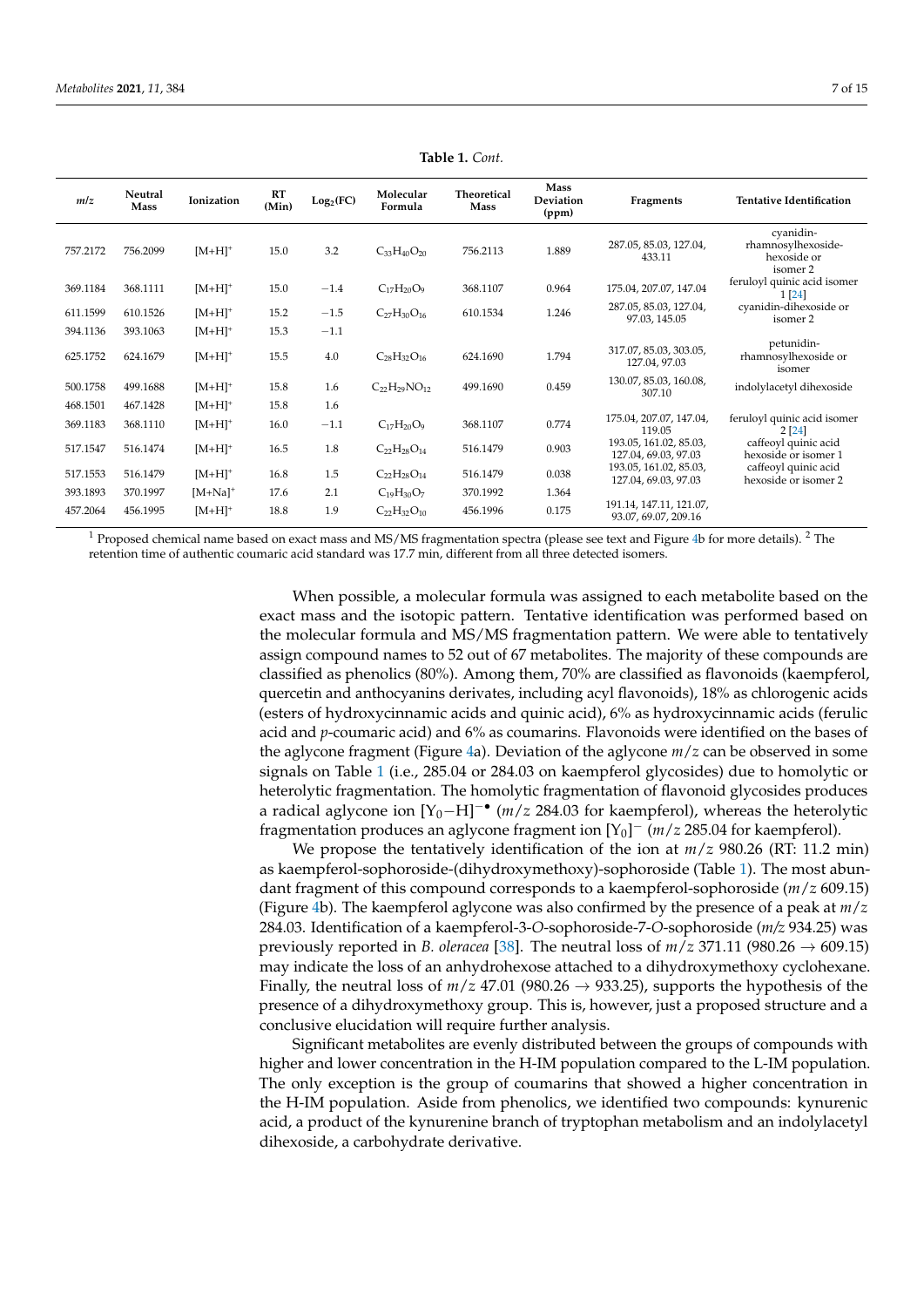**Table 1.** *Cont.*

| *m*/*z* | Neutral Mass | Ionization | RT (Min) | $Log_2(FC)$ | Molecular Formula | Theoretical Mass | Mass Deviation (ppm) | Fragments | Tentative Identification |
|---|---|---|---|---|---|---|---|---|---|
| 757.2172 | 756.2099 | $[M+H]^+$ | 15.0 | 3.2 | $C_{33}H_{40}O_{20}$ | 756.2113 | 1.889 | 287.05, 85.03, 127.04, 433.11 | cyanidin-rhamnosylhexoside-hexoside or isomer 2 |
| 369.1184 | 368.1111 | $[M+H]^+$ | 15.0 | −1.4 | $C_{17}H_{20}O_9$ | 368.1107 | 0.964 | 175.04, 207.07, 147.04 | feruloyl quinic acid isomer 1 [24] |
| 611.1599 | 610.1526 | $[M+H]^+$ | 15.2 | −1.5 | $C_{27}H_{30}O_{16}$ | 610.1534 | 1.246 | 287.05, 85.03, 127.04, 97.03, 145.05 | cyanidin-dihexoside or isomer 2 |
| 394.1136 | 393.1063 | $[M+H]^+$ | 15.3 | −1.1 | | | | | |
| 625.1752 | 624.1679 | $[M+H]^+$ | 15.5 | 4.0 | $C_{28}H_{32}O_{16}$ | 624.1690 | 1.794 | 317.07, 85.03, 303.05, 127.04, 97.03 | petunidin-rhamnosylhexoside or isomer |
| 500.1758 | 499.1688 | $[M+H]^+$ | 15.8 | 1.6 | $C_{22}H_{29}NO_{12}$ | 499.1690 | 0.459 | 130.07, 85.03, 160.08, 307.10 | indolylacetyl dihexoside |
| 468.1501 | 467.1428 | $[M+H]^+$ | 15.8 | 1.6 | | | | | |
| 369.1183 | 368.1110 | $[M+H]^+$ | 16.0 | −1.1 | $C_{17}H_{20}O_9$ | 368.1107 | 0.774 | 175.04, 207.07, 147.04, 119.05 | feruloyl quinic acid isomer 2 [24] |
| 517.1547 | 516.1474 | $[M+H]^+$ | 16.5 | 1.8 | $C_{22}H_{28}O_{14}$ | 516.1479 | 0.903 | 193.05, 161.02, 85.03, 127.04, 69.03, 97.03 | caffeoyl quinic acid hexoside or isomer 1 |
| 517.1553 | 516.1479 | $[M+H]^+$ | 16.8 | 1.5 | $C_{22}H_{28}O_{14}$ | 516.1479 | 0.038 | 193.05, 161.02, 85.03, 127.04, 69.03, 97.03 | caffeoyl quinic acid hexoside or isomer 2 |
| 393.1893 | 370.1997 | $[M+Na]^+$ | 17.6 | 2.1 | $C_{19}H_{30}O_7$ | 370.1992 | 1.364 | | |
| 457.2064 | 456.1995 | $[M+H]^+$ | 18.8 | 1.9 | $C_{22}H_{32}O_{10}$ | 456.1996 | 0.175 | 191.14, 147.11, 121.07, 93.07, 69.07, 209.16 | |

[1] Proposed chemical name based on exact mass and MS/MS fragmentation spectra (please see text and Figure 4b for more details). [2] The retention time of authentic coumaric acid standard was 17.7 min, different from all three detected isomers.

When possible, a molecular formula was assigned to each metabolite based on the exact mass and the isotopic pattern. Tentative identification was performed based on the molecular formula and MS/MS fragmentation pattern. We were able to tentatively assign compound names to 52 out of 67 metabolites. The majority of these compounds are classified as phenolics (80%). Among them, 70% are classified as flavonoids (kaempferol, quercetin and anthocyanins derivates, including acyl flavonoids), 18% as chlorogenic acids (esters of hydroxycinnamic acids and quinic acid), 6% as hydroxycinnamic acids (ferulic acid and *p*-coumaric acid) and 6% as coumarins. Flavonoids were identified on the bases of the aglycone fragment (Figure 4a). Deviation of the aglycone *m*/*z* can be observed in some signals on Table 1 (i.e., 285.04 or 284.03 on kaempferol glycosides) due to homolytic or heterolytic fragmentation. The homolytic fragmentation of flavonoid glycosides produces a radical aglycone ion $[Y_0{-}H]^{-\bullet}$ (*m*/*z* 284.03 for kaempferol), whereas the heterolytic fragmentation produces an aglycone fragment ion $[Y_0]^-$ (*m*/*z* 285.04 for kaempferol).

We propose the tentatively identification of the ion at *m*/*z* 980.26 (RT: 11.2 min) as kaempferol-sophoroside-(dihydroxymethoxy)-sophoroside (Table 1). The most abundant fragment of this compound corresponds to a kaempferol-sophoroside (*m*/*z* 609.15) (Figure 4b). The kaempferol aglycone was also confirmed by the presence of a peak at *m*/*z* 284.03. Identification of a kaempferol-3-*O*-sophoroside-7-*O*-sophoroside (*m/z* 934.25) was previously reported in *B. oleracea* [38]. The neutral loss of *m*/*z* 371.11 (980.26 → 609.15) may indicate the loss of an anhydrohexose attached to a dihydroxymethoxy cyclohexane. Finally, the neutral loss of *m*/*z* 47.01 (980.26 → 933.25), supports the hypothesis of the presence of a dihydroxymethoxy group. This is, however, just a proposed structure and a conclusive elucidation will require further analysis.

Significant metabolites are evenly distributed between the groups of compounds with higher and lower concentration in the H-IM population compared to the L-IM population. The only exception is the group of coumarins that showed a higher concentration in the H-IM population. Aside from phenolics, we identified two compounds: kynurenic acid, a product of the kynurenine branch of tryptophan metabolism and an indolylacetyl dihexoside, a carbohydrate derivative.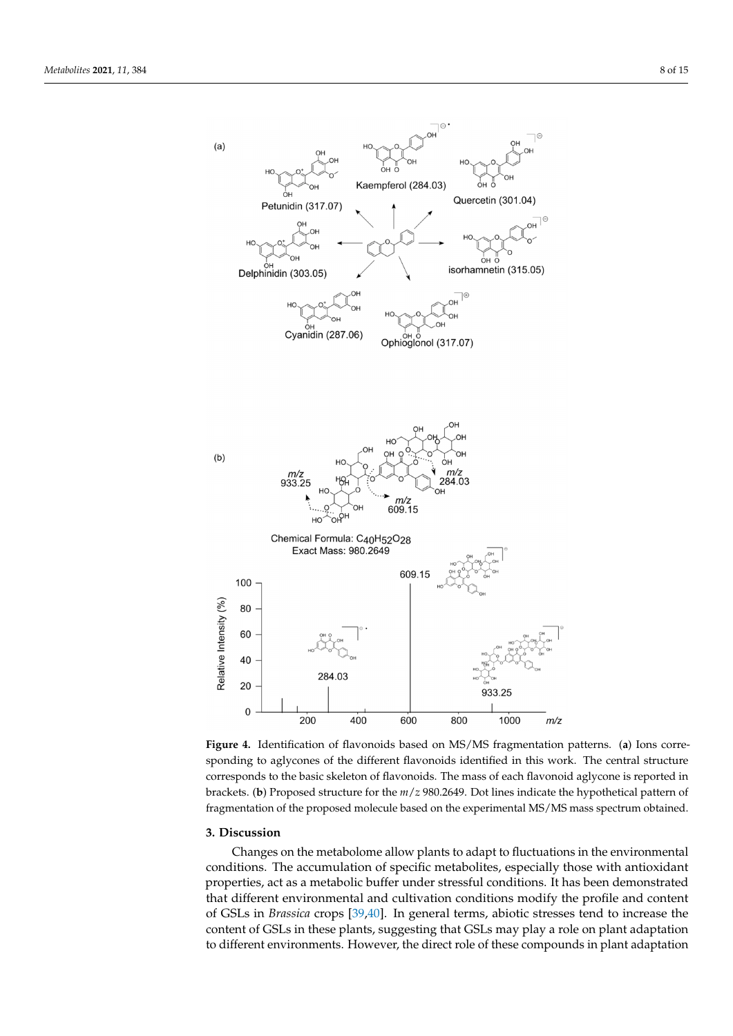**Figure 4.** Identification of flavonoids based on MS/MS fragmentation patterns. (**a**) Ions corresponding to aglycones of the different flavonoids identified in this work. The central structure corresponds to the basic skeleton of flavonoids. The mass of each flavonoid aglycone is reported in brackets. (**b**) Proposed structure for the $m/z$ 980.2649. Dot lines indicate the hypothetical pattern of fragmentation of the proposed molecule based on the experimental MS/MS mass spectrum obtained.

## 3. Discussion

Changes on the metabolome allow plants to adapt to fluctuations in the environmental conditions. The accumulation of specific metabolites, especially those with antioxidant properties, act as a metabolic buffer under stressful conditions. It has been demonstrated that different environmental and cultivation conditions modify the profile and content of GSLs in *Brassica* crops [39,40]. In general terms, abiotic stresses tend to increase the content of GSLs in these plants, suggesting that GSLs may play a role on plant adaptation to different environments. However, the direct role of these compounds in plant adaptation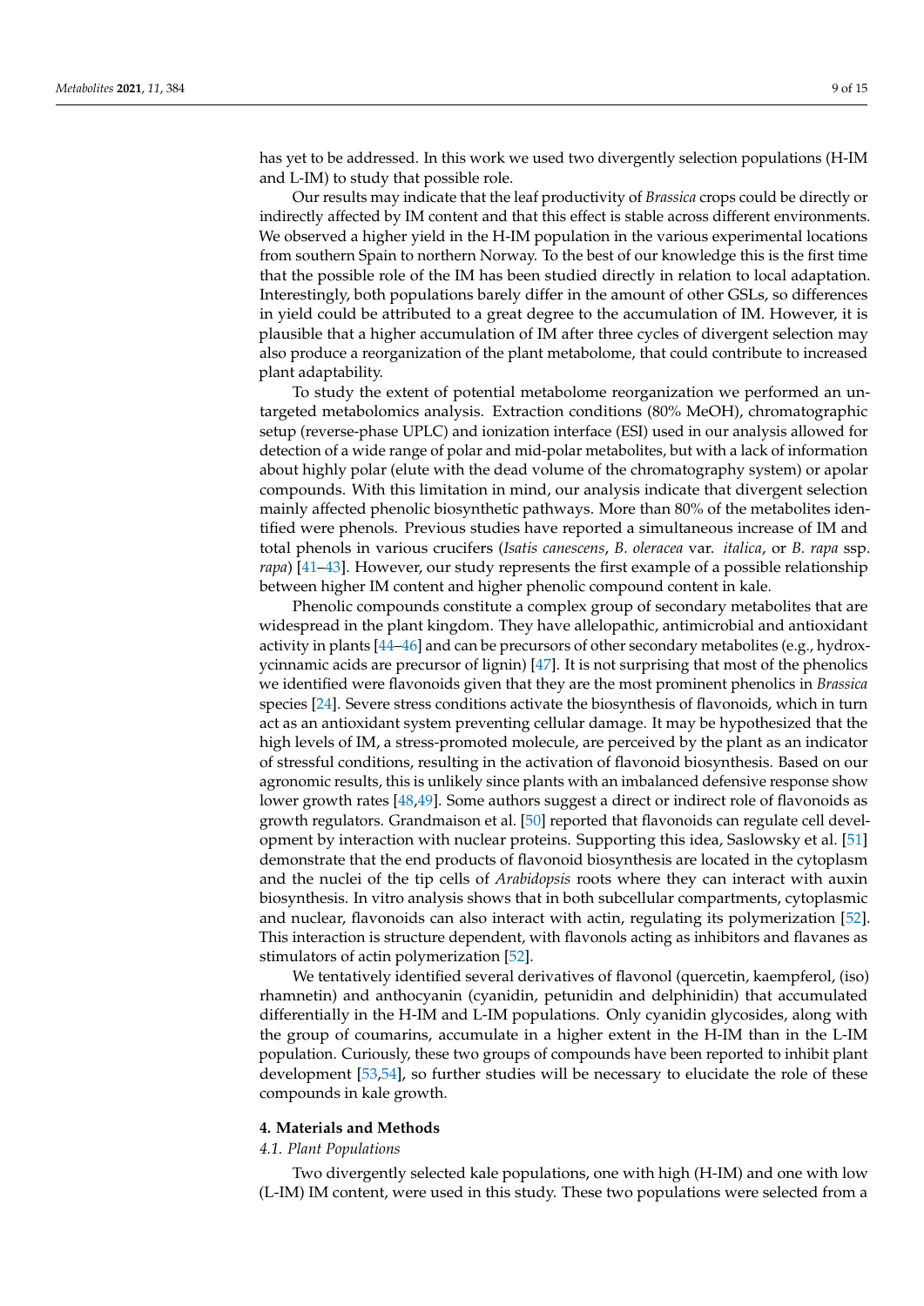has yet to be addressed. In this work we used two divergently selection populations (H-IM and L-IM) to study that possible role.

Our results may indicate that the leaf productivity of *Brassica* crops could be directly or indirectly affected by IM content and that this effect is stable across different environments. We observed a higher yield in the H-IM population in the various experimental locations from southern Spain to northern Norway. To the best of our knowledge this is the first time that the possible role of the IM has been studied directly in relation to local adaptation. Interestingly, both populations barely differ in the amount of other GSLs, so differences in yield could be attributed to a great degree to the accumulation of IM. However, it is plausible that a higher accumulation of IM after three cycles of divergent selection may also produce a reorganization of the plant metabolome, that could contribute to increased plant adaptability.

To study the extent of potential metabolome reorganization we performed an untargeted metabolomics analysis. Extraction conditions (80% MeOH), chromatographic setup (reverse-phase UPLC) and ionization interface (ESI) used in our analysis allowed for detection of a wide range of polar and mid-polar metabolites, but with a lack of information about highly polar (elute with the dead volume of the chromatography system) or apolar compounds. With this limitation in mind, our analysis indicate that divergent selection mainly affected phenolic biosynthetic pathways. More than 80% of the metabolites identified were phenols. Previous studies have reported a simultaneous increase of IM and total phenols in various crucifers (*Isatis canescens*, *B. oleracea* var. *italica*, or *B. rapa* ssp. *rapa*) [41–43]. However, our study represents the first example of a possible relationship between higher IM content and higher phenolic compound content in kale.

Phenolic compounds constitute a complex group of secondary metabolites that are widespread in the plant kingdom. They have allelopathic, antimicrobial and antioxidant activity in plants [44–46] and can be precursors of other secondary metabolites (e.g., hydroxycinnamic acids are precursor of lignin) [47]. It is not surprising that most of the phenolics we identified were flavonoids given that they are the most prominent phenolics in *Brassica* species [24]. Severe stress conditions activate the biosynthesis of flavonoids, which in turn act as an antioxidant system preventing cellular damage. It may be hypothesized that the high levels of IM, a stress-promoted molecule, are perceived by the plant as an indicator of stressful conditions, resulting in the activation of flavonoid biosynthesis. Based on our agronomic results, this is unlikely since plants with an imbalanced defensive response show lower growth rates [48,49]. Some authors suggest a direct or indirect role of flavonoids as growth regulators. Grandmaison et al. [50] reported that flavonoids can regulate cell development by interaction with nuclear proteins. Supporting this idea, Saslowsky et al. [51] demonstrate that the end products of flavonoid biosynthesis are located in the cytoplasm and the nuclei of the tip cells of *Arabidopsis* roots where they can interact with auxin biosynthesis. In vitro analysis shows that in both subcellular compartments, cytoplasmic and nuclear, flavonoids can also interact with actin, regulating its polymerization [52]. This interaction is structure dependent, with flavonols acting as inhibitors and flavanes as stimulators of actin polymerization [52].

We tentatively identified several derivatives of flavonol (quercetin, kaempferol, (iso) rhamnetin) and anthocyanin (cyanidin, petunidin and delphinidin) that accumulated differentially in the H-IM and L-IM populations. Only cyanidin glycosides, along with the group of coumarins, accumulate in a higher extent in the H-IM than in the L-IM population. Curiously, these two groups of compounds have been reported to inhibit plant development [53,54], so further studies will be necessary to elucidate the role of these compounds in kale growth.

## 4. Materials and Methods

### 4.1. Plant Populations

Two divergently selected kale populations, one with high (H-IM) and one with low (L-IM) IM content, were used in this study. These two populations were selected from a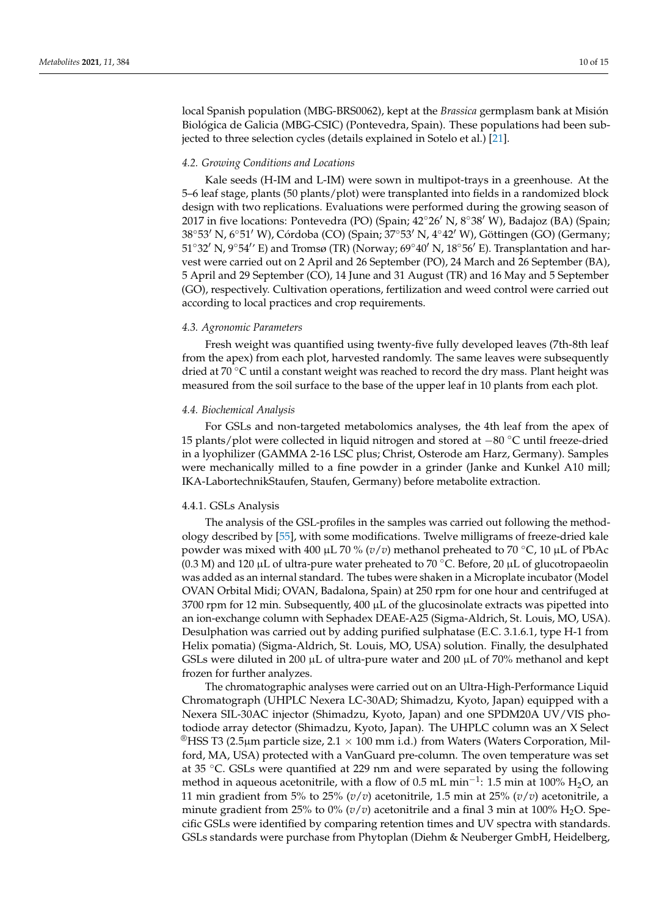local Spanish population (MBG-BRS0062), kept at the *Brassica* germplasm bank at Misión Biológica de Galicia (MBG-CSIC) (Pontevedra, Spain). These populations had been subjected to three selection cycles (details explained in Sotelo et al.) [21].

### *4.2. Growing Conditions and Locations*

Kale seeds (H-IM and L-IM) were sown in multipot-trays in a greenhouse. At the 5–6 leaf stage, plants (50 plants/plot) were transplanted into fields in a randomized block design with two replications. Evaluations were performed during the growing season of 2017 in five locations: Pontevedra (PO) (Spain; 42°26′ N, 8°38′ W), Badajoz (BA) (Spain; 38°53′ N, 6°51′ W), Córdoba (CO) (Spain; 37°53′ N, 4°42′ W), Göttingen (GO) (Germany; 51°32′ N, 9°54′′ E) and Tromsø (TR) (Norway; 69°40′ N, 18°56′ E). Transplantation and harvest were carried out on 2 April and 26 September (PO), 24 March and 26 September (BA), 5 April and 29 September (CO), 14 June and 31 August (TR) and 16 May and 5 September (GO), respectively. Cultivation operations, fertilization and weed control were carried out according to local practices and crop requirements.

### *4.3. Agronomic Parameters*

Fresh weight was quantified using twenty-five fully developed leaves (7th-8th leaf from the apex) from each plot, harvested randomly. The same leaves were subsequently dried at 70 °C until a constant weight was reached to record the dry mass. Plant height was measured from the soil surface to the base of the upper leaf in 10 plants from each plot.

### *4.4. Biochemical Analysis*

For GSLs and non-targeted metabolomics analyses, the 4th leaf from the apex of 15 plants/plot were collected in liquid nitrogen and stored at −80 °C until freeze-dried in a lyophilizer (GAMMA 2-16 LSC plus; Christ, Osterode am Harz, Germany). Samples were mechanically milled to a fine powder in a grinder (Janke and Kunkel A10 mill; IKA-LabortechnikStaufen, Staufen, Germany) before metabolite extraction.

#### 4.4.1. GSLs Analysis

The analysis of the GSL-profiles in the samples was carried out following the methodology described by [55], with some modifications. Twelve milligrams of freeze-dried kale powder was mixed with 400 µL 70 % (*v*/*v*) methanol preheated to 70 °C, 10 µL of PbAc (0.3 M) and 120 µL of ultra-pure water preheated to 70 °C. Before, 20 µL of glucotropaeolin was added as an internal standard. The tubes were shaken in a Microplate incubator (Model OVAN Orbital Midi; OVAN, Badalona, Spain) at 250 rpm for one hour and centrifuged at 3700 rpm for 12 min. Subsequently, 400 µL of the glucosinolate extracts was pipetted into an ion-exchange column with Sephadex DEAE-A25 (Sigma-Aldrich, St. Louis, MO, USA). Desulphation was carried out by adding purified sulphatase (E.C. 3.1.6.1, type H-1 from Helix pomatia) (Sigma-Aldrich, St. Louis, MO, USA) solution. Finally, the desulphated GSLs were diluted in 200 µL of ultra-pure water and 200 µL of 70% methanol and kept frozen for further analyzes.

The chromatographic analyses were carried out on an Ultra-High-Performance Liquid Chromatograph (UHPLC Nexera LC-30AD; Shimadzu, Kyoto, Japan) equipped with a Nexera SIL-30AC injector (Shimadzu, Kyoto, Japan) and one SPDM20A UV/VIS photodiode array detector (Shimadzu, Kyoto, Japan). The UHPLC column was an X Select ®HSS T3 (2.5µm particle size, 2.1 × 100 mm i.d.) from Waters (Waters Corporation, Milford, MA, USA) protected with a VanGuard pre-column. The oven temperature was set at 35 °C. GSLs were quantified at 229 nm and were separated by using the following method in aqueous acetonitrile, with a flow of 0.5 mL min$^{-1}$: 1.5 min at 100% $H_2O$, an 11 min gradient from 5% to 25% (*v*/*v*) acetonitrile, 1.5 min at 25% (*v*/*v*) acetonitrile, a minute gradient from 25% to 0% (*v*/*v*) acetonitrile and a final 3 min at 100% $H_2O$. Specific GSLs were identified by comparing retention times and UV spectra with standards. GSLs standards were purchase from Phytoplan (Diehm & Neuberger GmbH, Heidelberg,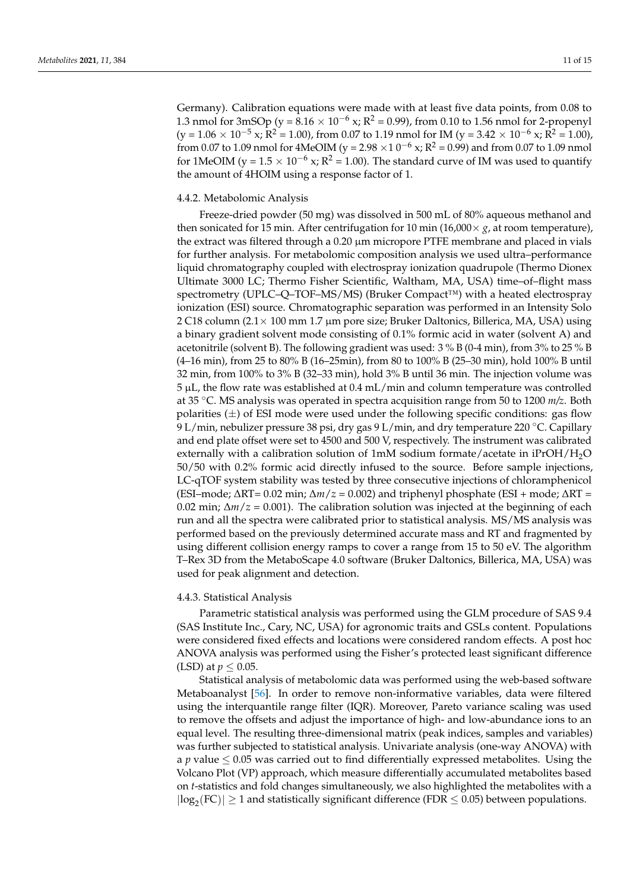Germany). Calibration equations were made with at least five data points, from 0.08 to 1.3 nmol for 3mSOp (y = 8.16 × $10^{-6}$ x; $R^2$ = 0.99), from 0.10 to 1.56 nmol for 2-propenyl (y = 1.06 × $10^{-5}$ x; $R^2$ = 1.00), from 0.07 to 1.19 nmol for IM (y = 3.42 × $10^{-6}$ x; $R^2$ = 1.00), from 0.07 to 1.09 nmol for 4MeOIM (y = 2.98 ×1 $0^{-6}$ x; $R^2$ = 0.99) and from 0.07 to 1.09 nmol for 1MeOIM (y = 1.5 × $10^{-6}$ x; $R^2$ = 1.00). The standard curve of IM was used to quantify the amount of 4HOIM using a response factor of 1.

#### 4.4.2. Metabolomic Analysis

Freeze-dried powder (50 mg) was dissolved in 500 mL of 80% aqueous methanol and then sonicated for 15 min. After centrifugation for 10 min (16,000× *g*, at room temperature), the extract was filtered through a 0.20 µm micropore PTFE membrane and placed in vials for further analysis. For metabolomic composition analysis we used ultra–performance liquid chromatography coupled with electrospray ionization quadrupole (Thermo Dionex Ultimate 3000 LC; Thermo Fisher Scientific, Waltham, MA, USA) time–of–flight mass spectrometry (UPLC–Q–TOF–MS/MS) (Bruker Compact™) with a heated electrospray ionization (ESI) source. Chromatographic separation was performed in an Intensity Solo 2 C18 column (2.1× 100 mm 1.7 µm pore size; Bruker Daltonics, Billerica, MA, USA) using a binary gradient solvent mode consisting of 0.1% formic acid in water (solvent A) and acetonitrile (solvent B). The following gradient was used: 3 % B (0-4 min), from 3% to 25 % B (4–16 min), from 25 to 80% B (16–25min), from 80 to 100% B (25–30 min), hold 100% B until 32 min, from 100% to 3% B (32–33 min), hold 3% B until 36 min. The injection volume was 5 µL, the flow rate was established at 0.4 mL/min and column temperature was controlled at 35 °C. MS analysis was operated in spectra acquisition range from 50 to 1200 *m/z*. Both polarities (±) of ESI mode were used under the following specific conditions: gas flow 9 L/min, nebulizer pressure 38 psi, dry gas 9 L/min, and dry temperature 220 °C. Capillary and end plate offset were set to 4500 and 500 V, respectively. The instrument was calibrated externally with a calibration solution of 1mM sodium formate/acetate in iPrOH/$H_2O$ 50/50 with 0.2% formic acid directly infused to the source. Before sample injections, LC-qTOF system stability was tested by three consecutive injections of chloramphenicol (ESI–mode; ΔRT= 0.02 min; $\Delta m/z$ = 0.002) and triphenyl phosphate (ESI + mode; ΔRT = 0.02 min; $\Delta m/z$ = 0.001). The calibration solution was injected at the beginning of each run and all the spectra were calibrated prior to statistical analysis. MS/MS analysis was performed based on the previously determined accurate mass and RT and fragmented by using different collision energy ramps to cover a range from 15 to 50 eV. The algorithm T–Rex 3D from the MetaboScape 4.0 software (Bruker Daltonics, Billerica, MA, USA) was used for peak alignment and detection.

#### 4.4.3. Statistical Analysis

Parametric statistical analysis was performed using the GLM procedure of SAS 9.4 (SAS Institute Inc., Cary, NC, USA) for agronomic traits and GSLs content. Populations were considered fixed effects and locations were considered random effects. A post hoc ANOVA analysis was performed using the Fisher's protected least significant difference (LSD) at $p \leq 0.05$.

Statistical analysis of metabolomic data was performed using the web-based software Metaboanalyst [56]. In order to remove non-informative variables, data were filtered using the interquantile range filter (IQR). Moreover, Pareto variance scaling was used to remove the offsets and adjust the importance of high- and low-abundance ions to an equal level. The resulting three-dimensional matrix (peak indices, samples and variables) was further subjected to statistical analysis. Univariate analysis (one-way ANOVA) with a $p$ value ≤ 0.05 was carried out to find differentially expressed metabolites. Using the Volcano Plot (VP) approach, which measure differentially accumulated metabolites based on *t*-statistics and fold changes simultaneously, we also highlighted the metabolites with a $|\log_2(FC)| \geq 1$ and statistically significant difference (FDR ≤ 0.05) between populations.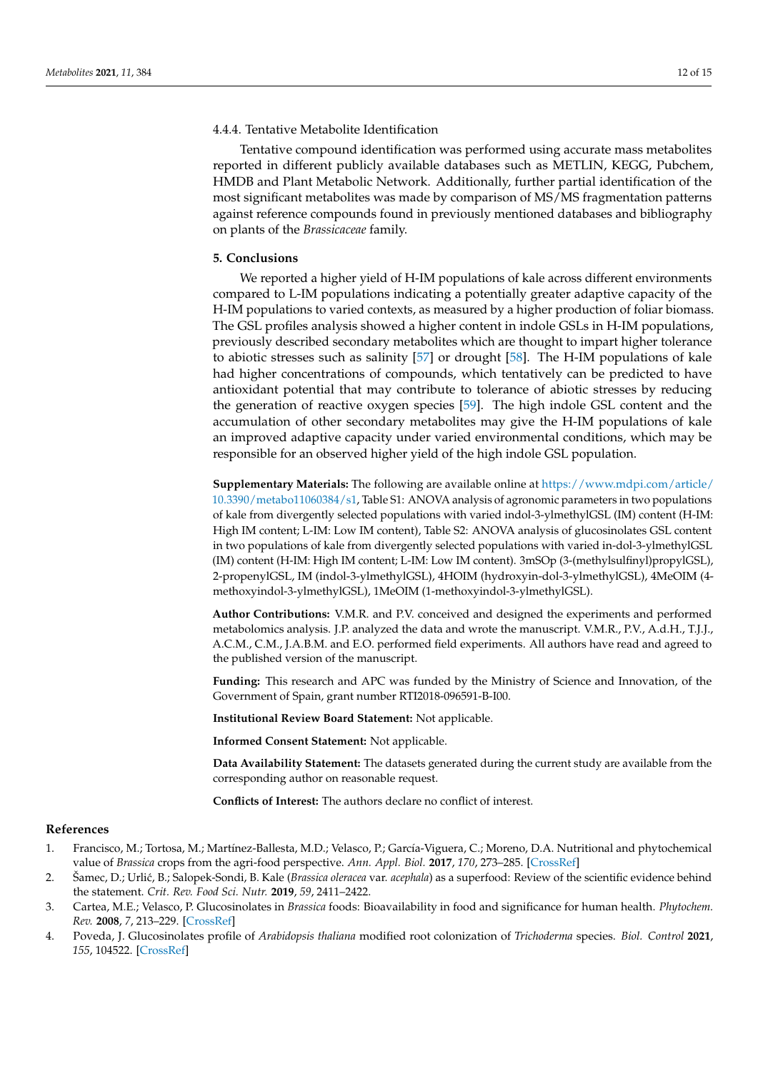#### 4.4.4. Tentative Metabolite Identification

Tentative compound identification was performed using accurate mass metabolites reported in different publicly available databases such as METLIN, KEGG, Pubchem, HMDB and Plant Metabolic Network. Additionally, further partial identification of the most significant metabolites was made by comparison of MS/MS fragmentation patterns against reference compounds found in previously mentioned databases and bibliography on plants of the *Brassicaceae* family.

## 5. Conclusions

We reported a higher yield of H-IM populations of kale across different environments compared to L-IM populations indicating a potentially greater adaptive capacity of the H-IM populations to varied contexts, as measured by a higher production of foliar biomass. The GSL profiles analysis showed a higher content in indole GSLs in H-IM populations, previously described secondary metabolites which are thought to impart higher tolerance to abiotic stresses such as salinity [57] or drought [58]. The H-IM populations of kale had higher concentrations of compounds, which tentatively can be predicted to have antioxidant potential that may contribute to tolerance of abiotic stresses by reducing the generation of reactive oxygen species [59]. The high indole GSL content and the accumulation of other secondary metabolites may give the H-IM populations of kale an improved adaptive capacity under varied environmental conditions, which may be responsible for an observed higher yield of the high indole GSL population.

**Supplementary Materials:** The following are available online at https://www.mdpi.com/article/10.3390/metabo11060384/s1, Table S1: ANOVA analysis of agronomic parameters in two populations of kale from divergently selected populations with varied indol-3-ylmethylGSL (IM) content (H-IM: High IM content; L-IM: Low IM content), Table S2: ANOVA analysis of glucosinolates GSL content in two populations of kale from divergently selected populations with varied in-dol-3-ylmethylGSL (IM) content (H-IM: High IM content; L-IM: Low IM content). 3mSOp (3-(methylsulfinyl)propylGSL), 2-propenylGSL, IM (indol-3-ylmethylGSL), 4HOIM (hydroxyin-dol-3-ylmethylGSL), 4MeOIM (4-methoxyindol-3-ylmethylGSL), 1MeOIM (1-methoxyindol-3-ylmethylGSL).

**Author Contributions:** V.M.R. and P.V. conceived and designed the experiments and performed metabolomics analysis. J.P. analyzed the data and wrote the manuscript. V.M.R., P.V., A.d.H., T.J.J., A.C.M., C.M., J.A.B.M. and E.O. performed field experiments. All authors have read and agreed to the published version of the manuscript.

**Funding:** This research and APC was funded by the Ministry of Science and Innovation, of the Government of Spain, grant number RTI2018-096591-B-I00.

**Institutional Review Board Statement:** Not applicable.

**Informed Consent Statement:** Not applicable.

**Data Availability Statement:** The datasets generated during the current study are available from the corresponding author on reasonable request.

**Conflicts of Interest:** The authors declare no conflict of interest.

## References

1. Francisco, M.; Tortosa, M.; Martínez-Ballesta, M.D.; Velasco, P.; García-Viguera, C.; Moreno, D.A. Nutritional and phytochemical value of *Brassica* crops from the agri-food perspective. *Ann. Appl. Biol.* **2017**, *170*, 273–285. [CrossRef]
2. Šamec, D.; Urlić, B.; Salopek-Sondi, B. Kale (*Brassica oleracea* var. *acephala*) as a superfood: Review of the scientific evidence behind the statement. *Crit. Rev. Food Sci. Nutr.* **2019**, *59*, 2411–2422.
3. Cartea, M.E.; Velasco, P. Glucosinolates in *Brassica* foods: Bioavailability in food and significance for human health. *Phytochem. Rev.* **2008**, *7*, 213–229. [CrossRef]
4. Poveda, J. Glucosinolates profile of *Arabidopsis thaliana* modified root colonization of *Trichoderma* species. *Biol. Control* **2021**, *155*, 104522. [CrossRef]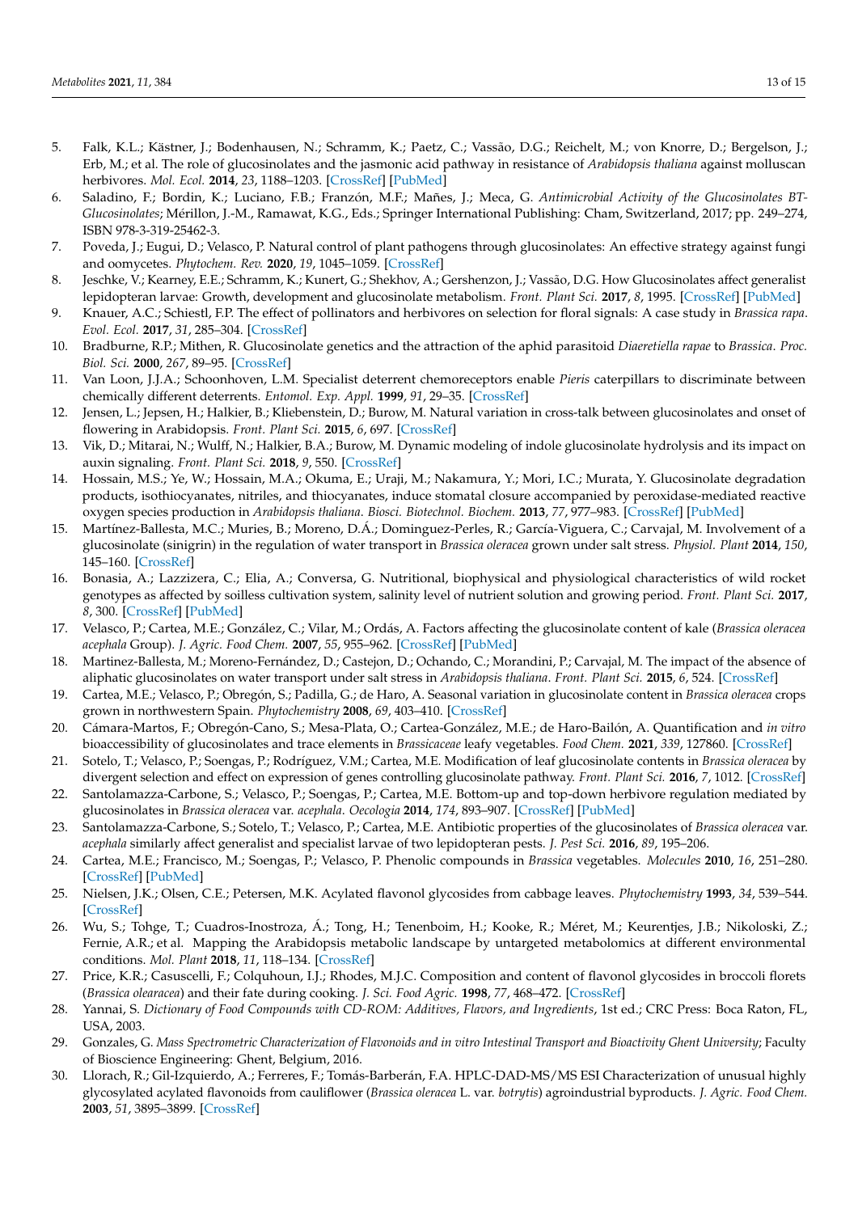5. Falk, K.L.; Kästner, J.; Bodenhausen, N.; Schramm, K.; Paetz, C.; Vassão, D.G.; Reichelt, M.; von Knorre, D.; Bergelson, J.; Erb, M.; et al. The role of glucosinolates and the jasmonic acid pathway in resistance of *Arabidopsis thaliana* against molluscan herbivores. *Mol. Ecol.* **2014**, *23*, 1188–1203. [CrossRef] [PubMed]
6. Saladino, F.; Bordin, K.; Luciano, F.B.; Franzón, M.F.; Mañes, J.; Meca, G. *Antimicrobial Activity of the Glucosinolates BT-Glucosinolates*; Mérillon, J.-M., Ramawat, K.G., Eds.; Springer International Publishing: Cham, Switzerland, 2017; pp. 249–274, ISBN 978-3-319-25462-3.
7. Poveda, J.; Eugui, D.; Velasco, P. Natural control of plant pathogens through glucosinolates: An effective strategy against fungi and oomycetes. *Phytochem. Rev.* **2020**, *19*, 1045–1059. [CrossRef]
8. Jeschke, V.; Kearney, E.E.; Schramm, K.; Kunert, G.; Shekhov, A.; Gershenzon, J.; Vassão, D.G. How Glucosinolates affect generalist lepidopteran larvae: Growth, development and glucosinolate metabolism. *Front. Plant Sci.* **2017**, *8*, 1995. [CrossRef] [PubMed]
9. Knauer, A.C.; Schiestl, F.P. The effect of pollinators and herbivores on selection for floral signals: A case study in *Brassica rapa*. *Evol. Ecol.* **2017**, *31*, 285–304. [CrossRef]
10. Bradburne, R.P.; Mithen, R. Glucosinolate genetics and the attraction of the aphid parasitoid *Diaeretiella rapae* to *Brassica*. *Proc. Biol. Sci.* **2000**, *267*, 89–95. [CrossRef]
11. Van Loon, J.J.A.; Schoonhoven, L.M. Specialist deterrent chemoreceptors enable *Pieris* caterpillars to discriminate between chemically different deterrents. *Entomol. Exp. Appl.* **1999**, *91*, 29–35. [CrossRef]
12. Jensen, L.; Jepsen, H.; Halkier, B.; Kliebenstein, D.; Burow, M. Natural variation in cross-talk between glucosinolates and onset of flowering in Arabidopsis. *Front. Plant Sci.* **2015**, *6*, 697. [CrossRef]
13. Vik, D.; Mitarai, N.; Wulff, N.; Halkier, B.A.; Burow, M. Dynamic modeling of indole glucosinolate hydrolysis and its impact on auxin signaling. *Front. Plant Sci.* **2018**, *9*, 550. [CrossRef]
14. Hossain, M.S.; Ye, W.; Hossain, M.A.; Okuma, E.; Uraji, M.; Nakamura, Y.; Mori, I.C.; Murata, Y. Glucosinolate degradation products, isothiocyanates, nitriles, and thiocyanates, induce stomatal closure accompanied by peroxidase-mediated reactive oxygen species production in *Arabidopsis thaliana*. *Biosci. Biotechnol. Biochem.* **2013**, *77*, 977–983. [CrossRef] [PubMed]
15. Martínez-Ballesta, M.C.; Muries, B.; Moreno, D.Á.; Dominguez-Perles, R.; García-Viguera, C.; Carvajal, M. Involvement of a glucosinolate (sinigrin) in the regulation of water transport in *Brassica oleracea* grown under salt stress. *Physiol. Plant* **2014**, *150*, 145–160. [CrossRef]
16. Bonasia, A.; Lazzizera, C.; Elia, A.; Conversa, G. Nutritional, biophysical and physiological characteristics of wild rocket genotypes as affected by soilless cultivation system, salinity level of nutrient solution and growing period. *Front. Plant Sci.* **2017**, *8*, 300. [CrossRef] [PubMed]
17. Velasco, P.; Cartea, M.E.; González, C.; Vilar, M.; Ordás, A. Factors affecting the glucosinolate content of kale (*Brassica oleracea acephala* Group). *J. Agric. Food Chem.* **2007**, *55*, 955–962. [CrossRef] [PubMed]
18. Martinez-Ballesta, M.; Moreno-Fernández, D.; Castejon, D.; Ochando, C.; Morandini, P.; Carvajal, M. The impact of the absence of aliphatic glucosinolates on water transport under salt stress in *Arabidopsis thaliana*. *Front. Plant Sci.* **2015**, *6*, 524. [CrossRef]
19. Cartea, M.E.; Velasco, P.; Obregón, S.; Padilla, G.; de Haro, A. Seasonal variation in glucosinolate content in *Brassica oleracea* crops grown in northwestern Spain. *Phytochemistry* **2008**, *69*, 403–410. [CrossRef]
20. Cámara-Martos, F.; Obregón-Cano, S.; Mesa-Plata, O.; Cartea-González, M.E.; de Haro-Bailón, A. Quantification and *in vitro* bioaccessibility of glucosinolates and trace elements in *Brassicaceae* leafy vegetables. *Food Chem.* **2021**, *339*, 127860. [CrossRef]
21. Sotelo, T.; Velasco, P.; Soengas, P.; Rodríguez, V.M.; Cartea, M.E. Modification of leaf glucosinolate contents in *Brassica oleracea* by divergent selection and effect on expression of genes controlling glucosinolate pathway. *Front. Plant Sci.* **2016**, *7*, 1012. [CrossRef]
22. Santolamazza-Carbone, S.; Velasco, P.; Soengas, P.; Cartea, M.E. Bottom-up and top-down herbivore regulation mediated by glucosinolates in *Brassica oleracea* var. *acephala*. *Oecologia* **2014**, *174*, 893–907. [CrossRef] [PubMed]
23. Santolamazza-Carbone, S.; Sotelo, T.; Velasco, P.; Cartea, M.E. Antibiotic properties of the glucosinolates of *Brassica oleracea* var. *acephala* similarly affect generalist and specialist larvae of two lepidopteran pests. *J. Pest Sci.* **2016**, *89*, 195–206.
24. Cartea, M.E.; Francisco, M.; Soengas, P.; Velasco, P. Phenolic compounds in *Brassica* vegetables. *Molecules* **2010**, *16*, 251–280. [CrossRef] [PubMed]
25. Nielsen, J.K.; Olsen, C.E.; Petersen, M.K. Acylated flavonol glycosides from cabbage leaves. *Phytochemistry* **1993**, *34*, 539–544. [CrossRef]
26. Wu, S.; Tohge, T.; Cuadros-Inostroza, Á.; Tong, H.; Tenenboim, H.; Kooke, R.; Méret, M.; Keurentjes, J.B.; Nikoloski, Z.; Fernie, A.R.; et al. Mapping the Arabidopsis metabolic landscape by untargeted metabolomics at different environmental conditions. *Mol. Plant* **2018**, *11*, 118–134. [CrossRef]
27. Price, K.R.; Casuscelli, F.; Colquhoun, I.J.; Rhodes, M.J.C. Composition and content of flavonol glycosides in broccoli florets (*Brassica olearacea*) and their fate during cooking. *J. Sci. Food Agric.* **1998**, *77*, 468–472. [CrossRef]
28. Yannai, S. *Dictionary of Food Compounds with CD-ROM: Additives, Flavors, and Ingredients*, 1st ed.; CRC Press: Boca Raton, FL, USA, 2003.
29. Gonzales, G. *Mass Spectrometric Characterization of Flavonoids and in vitro Intestinal Transport and Bioactivity Ghent University*; Faculty of Bioscience Engineering: Ghent, Belgium, 2016.
30. Llorach, R.; Gil-Izquierdo, A.; Ferreres, F.; Tomás-Barberán, F.A. HPLC-DAD-MS/MS ESI Characterization of unusual highly glycosylated acylated flavonoids from cauliflower (*Brassica oleracea* L. var. *botrytis*) agroindustrial byproducts. *J. Agric. Food Chem.* **2003**, *51*, 3895–3899. [CrossRef]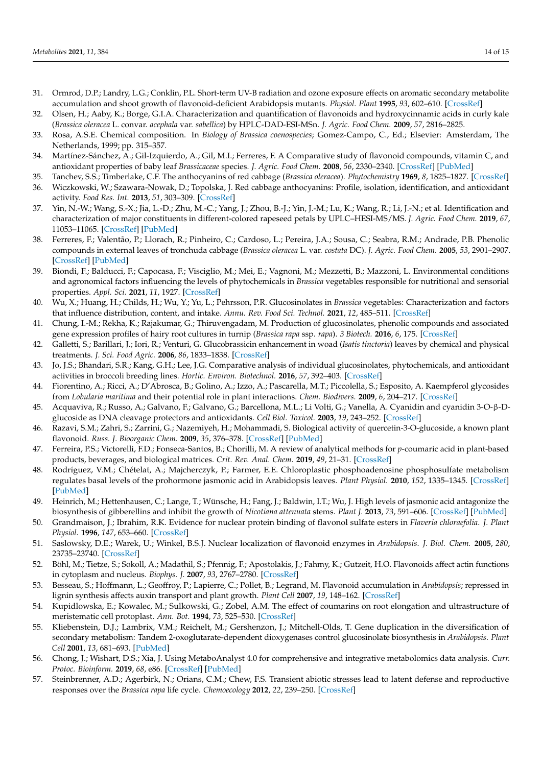31. Ormrod, D.P.; Landry, L.G.; Conklin, P.L. Short-term UV-B radiation and ozone exposure effects on aromatic secondary metabolite accumulation and shoot growth of flavonoid-deficient Arabidopsis mutants. *Physiol. Plant* **1995**, *93*, 602–610. [CrossRef]
32. Olsen, H.; Aaby, K.; Borge, G.I.A. Characterization and quantification of flavonoids and hydroxycinnamic acids in curly kale (*Brassica oleracea* L. convar. *acephala* var. *sabellica*) by HPLC-DAD-ESI-MSn. *J. Agric. Food Chem.* **2009**, *57*, 2816–2825.
33. Rosa, A.S.E. Chemical composition. In *Biology of Brassica coenospecies*; Gomez-Campo, C., Ed.; Elsevier: Amsterdam, The Netherlands, 1999; pp. 315–357.
34. Martínez-Sánchez, A.; Gil-Izquierdo, A.; Gil, M.I.; Ferreres, F. A Comparative study of flavonoid compounds, vitamin C, and antioxidant properties of baby leaf *Brassicaceae* species. *J. Agric. Food Chem.* **2008**, *56*, 2330–2340. [CrossRef] [PubMed]
35. Tanchev, S.S.; Timberlake, C.F. The anthocyanins of red cabbage (*Brassica oleracea*). *Phytochemistry* **1969**, *8*, 1825–1827. [CrossRef]
36. Wiczkowski, W.; Szawara-Nowak, D.; Topolska, J. Red cabbage anthocyanins: Profile, isolation, identification, and antioxidant activity. *Food Res. Int.* **2013**, *51*, 303–309. [CrossRef]
37. Yin, N.-W.; Wang, S.-X.; Jia, L.-D.; Zhu, M.-C.; Yang, J.; Zhou, B.-J.; Yin, J.-M.; Lu, K.; Wang, R.; Li, J.-N.; et al. Identification and characterization of major constituents in different-colored rapeseed petals by UPLC–HESI-MS/MS. *J. Agric. Food Chem.* **2019**, *67*, 11053–11065. [CrossRef] [PubMed]
38. Ferreres, F.; Valentão, P.; Llorach, R.; Pinheiro, C.; Cardoso, L.; Pereira, J.A.; Sousa, C.; Seabra, R.M.; Andrade, P.B. Phenolic compounds in external leaves of tronchuda cabbage (*Brassica oleracea* L. var. *costata* DC). *J. Agric. Food Chem.* **2005**, *53*, 2901–2907. [CrossRef] [PubMed]
39. Biondi, F.; Balducci, F.; Capocasa, F.; Visciglio, M.; Mei, E.; Vagnoni, M.; Mezzetti, B.; Mazzoni, L. Environmental conditions and agronomical factors influencing the levels of phytochemicals in *Brassica* vegetables responsible for nutritional and sensorial properties. *Appl. Sci.* **2021**, *11*, 1927. [CrossRef]
40. Wu, X.; Huang, H.; Childs, H.; Wu, Y.; Yu, L.; Pehrsson, P.R. Glucosinolates in *Brassica* vegetables: Characterization and factors that influence distribution, content, and intake. *Annu. Rev. Food Sci. Technol.* **2021**, *12*, 485–511. [CrossRef]
41. Chung, I.-M.; Rekha, K.; Rajakumar, G.; Thiruvengadam, M. Production of glucosinolates, phenolic compounds and associated gene expression profiles of hairy root cultures in turnip (*Brassica rapa* ssp. *rapa*). *3 Biotech.* **2016**, *6*, 175. [CrossRef]
42. Galletti, S.; Barillari, J.; Iori, R.; Venturi, G. Glucobrassicin enhancement in woad (*Isatis tinctoria*) leaves by chemical and physical treatments. *J. Sci. Food Agric.* **2006**, *86*, 1833–1838. [CrossRef]
43. Jo, J.S.; Bhandari, S.R.; Kang, G.H.; Lee, J.G. Comparative analysis of individual glucosinolates, phytochemicals, and antioxidant activities in broccoli breeding lines. *Hortic. Environ. Biotechnol.* **2016**, *57*, 392–403. [CrossRef]
44. Fiorentino, A.; Ricci, A.; D'Abrosca, B.; Golino, A.; Izzo, A.; Pascarella, M.T.; Piccolella, S.; Esposito, A. Kaempferol glycosides from *Lobularia maritima* and their potential role in plant interactions. *Chem. Biodivers.* **2009**, *6*, 204–217. [CrossRef]
45. Acquaviva, R.; Russo, A.; Galvano, F.; Galvano, G.; Barcellona, M.L.; Li Volti, G.; Vanella, A. Cyanidin and cyanidin 3-O-β-D-glucoside as DNA cleavage protectors and antioxidants. *Cell Biol. Toxicol.* **2003**, *19*, 243–252. [CrossRef]
46. Razavi, S.M.; Zahri, S.; Zarrini, G.; Nazemiyeh, H.; Mohammadi, S. Biological activity of quercetin-3-O-glucoside, a known plant flavonoid. *Russ. J. Bioorganic Chem.* **2009**, *35*, 376–378. [CrossRef] [PubMed]
47. Ferreira, P.S.; Victorelli, F.D.; Fonseca-Santos, B.; Chorilli, M. A review of analytical methods for *p*-coumaric acid in plant-based products, beverages, and biological matrices. *Crit. Rev. Anal. Chem.* **2019**, *49*, 21–31. [CrossRef]
48. Rodríguez, V.M.; Chételat, A.; Majcherczyk, P.; Farmer, E.E. Chloroplastic phosphoadenosine phosphosulfate metabolism regulates basal levels of the prohormone jasmonic acid in Arabidopsis leaves. *Plant Physiol.* **2010**, *152*, 1335–1345. [CrossRef] [PubMed]
49. Heinrich, M.; Hettenhausen, C.; Lange, T.; Wünsche, H.; Fang, J.; Baldwin, I.T.; Wu, J. High levels of jasmonic acid antagonize the biosynthesis of gibberellins and inhibit the growth of *Nicotiana attenuata* stems. *Plant J.* **2013**, *73*, 591–606. [CrossRef] [PubMed]
50. Grandmaison, J.; Ibrahim, R.K. Evidence for nuclear protein binding of flavonol sulfate esters in *Flaveria chloraefolia*. *J. Plant Physiol.* **1996**, *147*, 653–660. [CrossRef]
51. Saslowsky, D.E.; Warek, U.; Winkel, B.S.J. Nuclear localization of flavonoid enzymes in *Arabidopsis*. *J. Biol. Chem.* **2005**, *280*, 23735–23740. [CrossRef]
52. Böhl, M.; Tietze, S.; Sokoll, A.; Madathil, S.; Pfennig, F.; Apostolakis, J.; Fahmy, K.; Gutzeit, H.O. Flavonoids affect actin functions in cytoplasm and nucleus. *Biophys. J.* **2007**, *93*, 2767–2780. [CrossRef]
53. Besseau, S.; Hoffmann, L.; Geoffroy, P.; Lapierre, C.; Pollet, B.; Legrand, M. Flavonoid accumulation in *Arabidopsis*; repressed in lignin synthesis affects auxin transport and plant growth. *Plant Cell* **2007**, *19*, 148–162. [CrossRef]
54. Kupidlowska, E.; Kowalec, M.; Sulkowski, G.; Zobel, A.M. The effect of coumarins on root elongation and ultrastructure of meristematic cell protoplast. *Ann. Bot.* **1994**, *73*, 525–530. [CrossRef]
55. Kliebenstein, D.J.; Lambrix, V.M.; Reichelt, M.; Gershenzon, J.; Mitchell-Olds, T. Gene duplication in the diversification of secondary metabolism: Tandem 2-oxoglutarate-dependent dioxygenases control glucosinolate biosynthesis in *Arabidopsis*. *Plant Cell* **2001**, *13*, 681–693. [PubMed]
56. Chong, J.; Wishart, D.S.; Xia, J. Using MetaboAnalyst 4.0 for comprehensive and integrative metabolomics data analysis. *Curr. Protoc. Bioinform.* **2019**, *68*, e86. [CrossRef] [PubMed]
57. Steinbrenner, A.D.; Agerbirk, N.; Orians, C.M.; Chew, F.S. Transient abiotic stresses lead to latent defense and reproductive responses over the *Brassica rapa* life cycle. *Chemoecology* **2012**, *22*, 239–250. [CrossRef]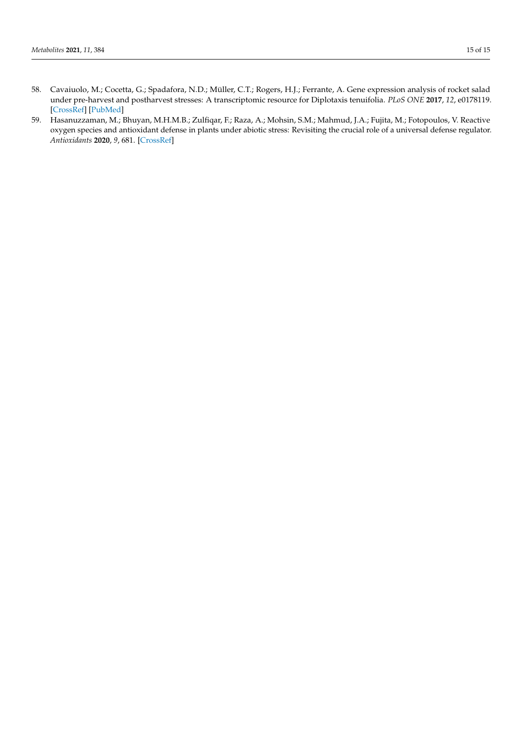58. Cavaiuolo, M.; Cocetta, G.; Spadafora, N.D.; Müller, C.T.; Rogers, H.J.; Ferrante, A. Gene expression analysis of rocket salad under pre-harvest and postharvest stresses: A transcriptomic resource for Diplotaxis tenuifolia. *PLoS ONE* **2017**, *12*, e0178119. [CrossRef] [PubMed]
59. Hasanuzzaman, M.; Bhuyan, M.H.M.B.; Zulfiqar, F.; Raza, A.; Mohsin, S.M.; Mahmud, J.A.; Fujita, M.; Fotopoulos, V. Reactive oxygen species and antioxidant defense in plants under abiotic stress: Revisiting the crucial role of a universal defense regulator. *Antioxidants* **2020**, *9*, 681. [CrossRef]